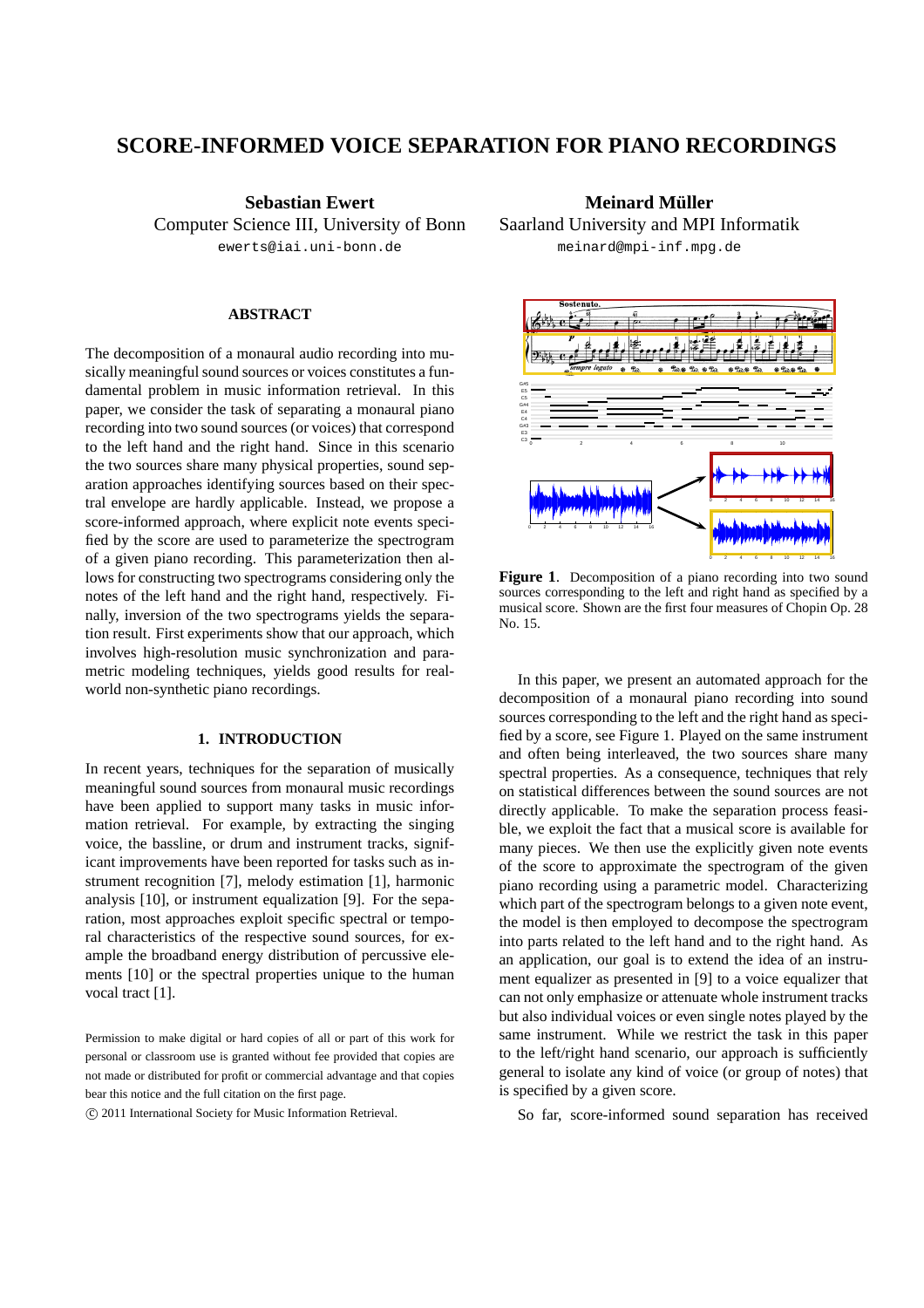# SCORE-INFORMED VOICE SEPARATION FOR PIANO RECORDINGS

**Sebastian Ewert**
Computer Science III, University of Bonn
ewerts@iai.uni-bonn.de

**Meinard Müller**
Saarland University and MPI Informatik
meinard@mpi-inf.mpg.de

### ABSTRACT

The decomposition of a monaural audio recording into musically meaningful sound sources or voices constitutes a fundamental problem in music information retrieval. In this paper, we consider the task of separating a monaural piano recording into two sound sources (or voices) that correspond to the left hand and the right hand. Since in this scenario the two sources share many physical properties, sound separation approaches identifying sources based on their spectral envelope are hardly applicable. Instead, we propose a score-informed approach, where explicit note events specified by the score are used to parameterize the spectrogram of a given piano recording. This parameterization then allows for constructing two spectrograms considering only the notes of the left hand and the right hand, respectively. Finally, inversion of the two spectrograms yields the separation result. First experiments show that our approach, which involves high-resolution music synchronization and parametric modeling techniques, yields good results for real-world non-synthetic piano recordings.

## 1. INTRODUCTION

In recent years, techniques for the separation of musically meaningful sound sources from monaural music recordings have been applied to support many tasks in music information retrieval. For example, by extracting the singing voice, the bassline, or drum and instrument tracks, significant improvements have been reported for tasks such as instrument recognition [7], melody estimation [1], harmonic analysis [10], or instrument equalization [9]. For the separation, most approaches exploit specific spectral or temporal characteristics of the respective sound sources, for example the broadband energy distribution of percussive elements [10] or the spectral properties unique to the human vocal tract [1].

Permission to make digital or hard copies of all or part of this work for personal or classroom use is granted without fee provided that copies are not made or distributed for profit or commercial advantage and that copies bear this notice and the full citation on the first page.
© 2011 International Society for Music Information Retrieval.

**Figure 1**. Decomposition of a piano recording into two sound sources corresponding to the left and right hand as specified by a musical score. Shown are the first four measures of Chopin Op. 28 No. 15.

In this paper, we present an automated approach for the decomposition of a monaural piano recording into sound sources corresponding to the left hand and the right hand as specified by a score, see Figure 1. Played on the same instrument and often being interleaved, the two sources share many spectral properties. As a consequence, techniques that rely on statistical differences between the sound sources are not directly applicable. To make the separation process feasible, we exploit the fact that a musical score is available for many pieces. We then use the explicitly given note events of the score to approximate the spectrogram of the given piano recording using a parametric model. Characterizing which part of the spectrogram belongs to a given note event, the model is then employed to decompose the spectrogram into parts related to the left hand and to the right hand. As an application, our goal is to extend the idea of an instrument equalizer as presented in [9] to a voice equalizer that can not only emphasize or attenuate whole instrument tracks but also individual voices or even single notes played by the same instrument. While we restrict the task in this paper to the left/right hand scenario, our approach is sufficiently general to isolate any kind of voice (or group of notes) that is specified by a given score.

So far, score-informed sound separation has received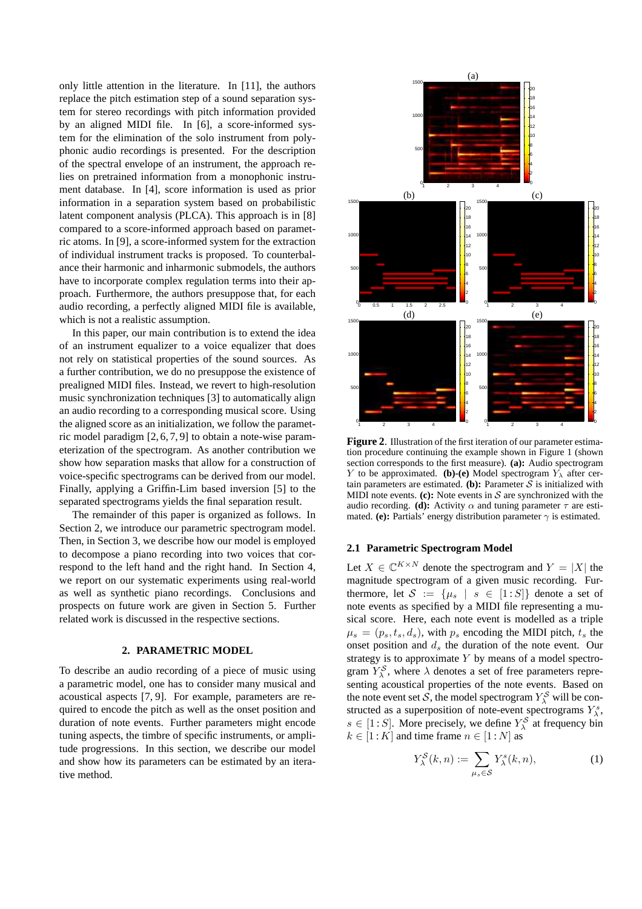only little attention in the literature. In [11], the authors replace the pitch estimation step of a sound separation system for stereo recordings with pitch information provided by an aligned MIDI file. In [6], a score-informed system for the elimination of the solo instrument from polyphonic audio recordings is presented. For the description of the spectral envelope of an instrument, the approach relies on pretrained information from a monophonic instrument database. In [4], score information is used as prior information in a separation system based on probabilistic latent component analysis (PLCA). This approach is in [8] compared to a score-informed approach based on parametric atoms. In [9], a score-informed system for the extraction of individual instrument tracks is proposed. To counterbalance their harmonic and inharmonic submodels, the authors have to incorporate complex regulation terms into their approach. Furthermore, the authors presuppose that, for each audio recording, a perfectly aligned MIDI file is available, which is not a realistic assumption.

In this paper, our main contribution is to extend the idea of an instrument equalizer to a voice equalizer that does not rely on statistical properties of the sound sources. As a further contribution, we do no presuppose the existence of prealigned MIDI files. Instead, we revert to high-resolution music synchronization techniques [3] to automatically align an audio recording to a corresponding musical score. Using the aligned score as an initialization, we follow the parametric model paradigm [2, 6, 7, 9] to obtain a note-wise parameterization of the spectrogram. As another contribution we show how separation masks that allow for a construction of voice-specific spectrograms can be derived from our model. Finally, applying a Griffin-Lim based inversion [5] to the separated spectrograms yields the final separation result.

The remainder of this paper is organized as follows. In Section 2, we introduce our parametric spectrogram model. Then, in Section 3, we describe how our model is employed to decompose a piano recording into two voices that correspond to the left hand and the right hand. In Section 4, we report on our systematic experiments using real-world as well as synthetic piano recordings. Conclusions and prospects on future work are given in Section 5. Further related work is discussed in the respective sections.

## 2. PARAMETRIC MODEL

To describe an audio recording of a piece of music using a parametric model, one has to consider many musical and acoustical aspects [7, 9]. For example, parameters are required to encode the pitch as well as the onset position and duration of note events. Further parameters might encode tuning aspects, the timbre of specific instruments, or amplitude progressions. In this section, we describe our model and show how its parameters can be estimated by an iterative method.

**Figure 2**. Illustration of the first iteration of our parameter estimation procedure continuing the example shown in Figure 1 (shown section corresponds to the first measure). **(a):** Audio spectrogram $Y$ to be approximated. **(b)-(e)** Model spectrogram $Y_\lambda^{\mathcal{S}}$ after certain parameters are estimated. **(b):** Parameter $\mathcal{S}$ is initialized with MIDI note events. **(c):** Note events in $\mathcal{S}$ are synchronized with the audio recording. **(d):** Activity $\alpha$ and tuning parameter $\tau$ are estimated. **(e):** Partials' energy distribution parameter $\gamma$ is estimated.

### 2.1 Parametric Spectrogram Model

Let $X \in \mathbb{C}^{K \times N}$ denote the spectrogram and $Y = |X|$ the magnitude spectrogram of a given music recording. Furthermore, let $\mathcal{S} := \{\mu_s \mid s \in [1:S]\}$ denote a set of note events as specified by a MIDI file representing a musical score. Here, each note event is modelled as a triple $\mu_s = (p_s, t_s, d_s)$, with $p_s$ encoding the MIDI pitch, $t_s$ the onset position and $d_s$ the duration of the note event. Our strategy is to approximate $Y$ by means of a model spectrogram $Y_\lambda^{\mathcal{S}}$, where $\lambda$ denotes a set of free parameters representing acoustical properties of the note events. Based on the note event set $\mathcal{S}$, the model spectrogram $Y_\lambda^{\mathcal{S}}$ will be constructed as a superposition of note-event spectrograms $Y_\lambda^s$, $s \in [1:S]$. More precisely, we define $Y_\lambda^{\mathcal{S}}$ at frequency bin $k \in [1:K]$ and time frame $n \in [1:N]$ as

$$Y_\lambda^{\mathcal{S}}(k, n) := \sum_{\mu_s \in \mathcal{S}} Y_\lambda^s(k, n), \tag{1}$$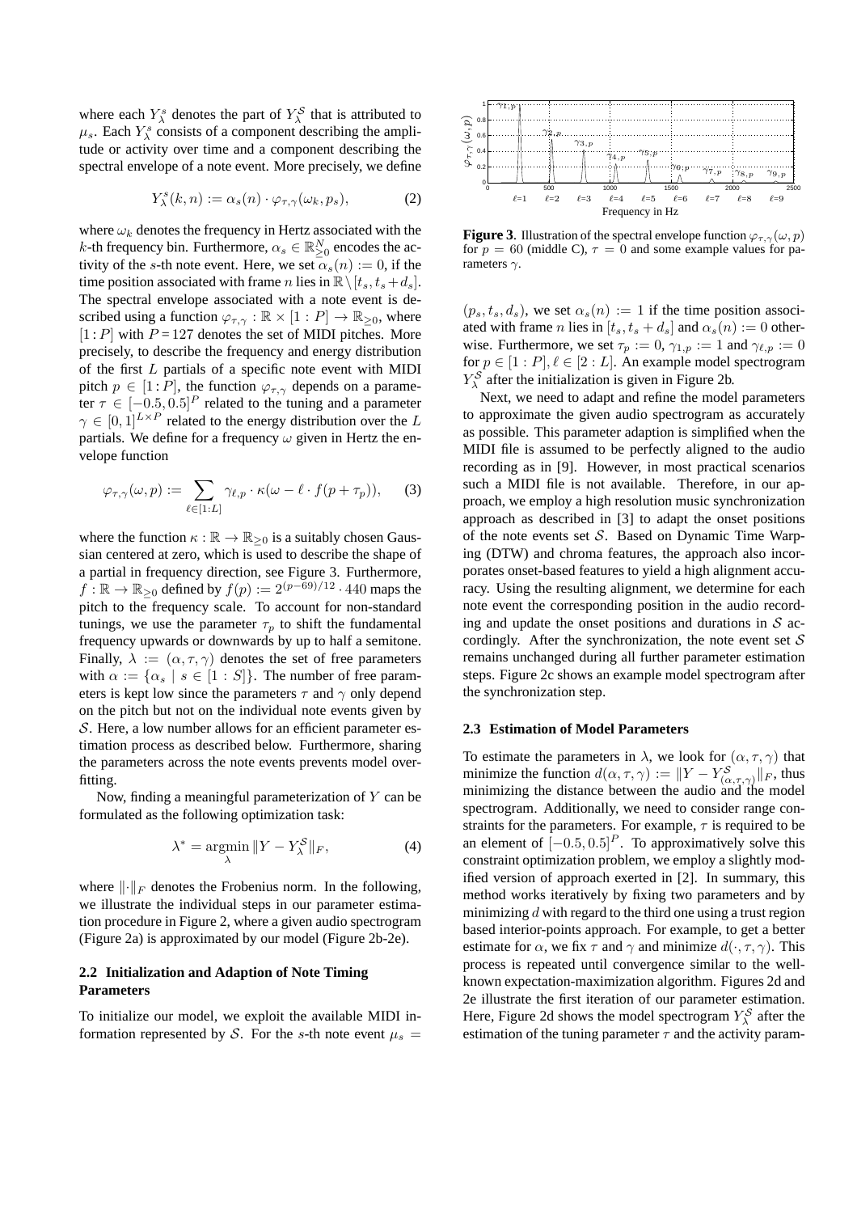where each $Y_\lambda^s$ denotes the part of $Y_\lambda^{\mathcal{S}}$ that is attributed to $\mu_s$. Each $Y_\lambda^s$ consists of a component describing the amplitude or activity over time and a component describing the spectral envelope of a note event. More precisely, we define

$$Y_\lambda^s(k,n) := \alpha_s(n) \cdot \varphi_{\tau,\gamma}(\omega_k, p_s), \tag{2}$$

where $\omega_k$ denotes the frequency in Hertz associated with the $k$-th frequency bin. Furthermore, $\alpha_s \in \mathbb{R}_{\geq 0}^N$ encodes the activity of the $s$-th note event. Here, we set $\alpha_s(n) := 0$, if the time position associated with frame $n$ lies in $\mathbb{R} \setminus [t_s, t_s + d_s]$. The spectral envelope associated with a note event is described using a function $\varphi_{\tau,\gamma} : \mathbb{R} \times [1:P] \to \mathbb{R}_{\geq 0}$, where $[1:P]$ with $P = 127$ denotes the set of MIDI pitches. More precisely, to describe the frequency and energy distribution of the first $L$ partials of a specific note event with MIDI pitch $p \in [1:P]$, the function $\varphi_{\tau,\gamma}$ depends on a parameter $\tau \in [-0.5, 0.5]^P$ related to the tuning and a parameter $\gamma \in [0,1]^{L \times P}$ related to the energy distribution over the $L$ partials. We define for a frequency $\omega$ given in Hertz the envelope function

$$\varphi_{\tau,\gamma}(\omega, p) := \sum_{\ell \in [1:L]} \gamma_{\ell,p} \cdot \kappa(\omega - \ell \cdot f(p + \tau_p)), \tag{3}$$

where the function $\kappa : \mathbb{R} \to \mathbb{R}_{\geq 0}$ is a suitably chosen Gaussian centered at zero, which is used to describe the shape of a partial in frequency direction, see Figure 3. Furthermore, $f : \mathbb{R} \to \mathbb{R}_{\geq 0}$ defined by $f(p) := 2^{(p-69)/12} \cdot 440$ maps the pitch to the frequency scale. To account for non-standard tunings, we use the parameter $\tau_p$ to shift the fundamental frequency upwards or downwards by up to half a semitone. Finally, $\lambda := (\alpha, \tau, \gamma)$ denotes the set of free parameters with $\alpha := \{\alpha_s \mid s \in [1:S]\}$. The number of free parameters is kept low since the parameters $\tau$ and $\gamma$ only depend on the pitch but not on the individual note events given by $\mathcal{S}$. Here, a low number allows for an efficient parameter estimation process as described below. Furthermore, sharing the parameters across the note events prevents model overfitting.

Now, finding a meaningful parameterization of $Y$ can be formulated as the following optimization task:

$$\lambda^* = \operatorname*{argmin}_{\lambda} \|Y - Y_\lambda^{\mathcal{S}}\|_F, \tag{4}$$

where $\|\cdot\|_F$ denotes the Frobenius norm. In the following, we illustrate the individual steps in our parameter estimation procedure in Figure 2, where a given audio spectrogram (Figure 2a) is approximated by our model (Figure 2b-2e).

## 2.2 Initialization and Adaption of Note Timing Parameters

To initialize our model, we exploit the available MIDI information represented by $\mathcal{S}$. For the $s$-th note event $\mu_s = (p_s, t_s, d_s)$, we set $\alpha_s(n) := 1$ if the time position associated with frame $n$ lies in $[t_s, t_s + d_s]$ and $\alpha_s(n) := 0$ otherwise. Furthermore, we set $\tau_p := 0$, $\gamma_{1,p} := 1$ and $\gamma_{\ell,p} := 0$ for $p \in [1:P]$, $\ell \in [2:L]$. An example model spectrogram $Y_\lambda^{\mathcal{S}}$ after the initialization is given in Figure 2b.

**Figure 3**. Illustration of the spectral envelope function $\varphi_{\tau,\gamma}(\omega, p)$ for $p = 60$ (middle C), $\tau = 0$ and some example values for parameters $\gamma$.

Next, we need to adapt and refine the model parameters to approximate the given audio spectrogram as accurately as possible. This parameter adaption is simplified when the MIDI file is assumed to be perfectly aligned to the audio recording as in [9]. However, in most practical scenarios such a MIDI file is not available. Therefore, in our approach, we employ a high resolution music synchronization approach as described in [3] to adapt the onset positions of the note events set $\mathcal{S}$. Based on Dynamic Time Warping (DTW) and chroma features, the approach also incorporates onset-based features to yield a high alignment accuracy. Using the resulting alignment, we determine for each note event the corresponding position in the audio recording and update the onset positions and durations in $\mathcal{S}$ accordingly. After the synchronization, the note event set $\mathcal{S}$ remains unchanged during all further parameter estimation steps. Figure 2c shows an example model spectrogram after the synchronization step.

## 2.3 Estimation of Model Parameters

To estimate the parameters in $\lambda$, we look for $(\alpha, \tau, \gamma)$ that minimize the function $d(\alpha, \tau, \gamma) := \|Y - Y_{(\alpha,\tau,\gamma)}^{\mathcal{S}}\|_F$, thus minimizing the distance between the audio and the model spectrogram. Additionally, we need to consider range constraints for the parameters. For example, $\tau$ is required to be an element of $[-0.5, 0.5]^P$. To approximatively solve this constraint optimization problem, we employ a slightly modified version of approach exerted in [2]. In summary, this method works iteratively by fixing two parameters and by minimizing $d$ with regard to the third one using a trust region based interior-points approach. For example, to get a better estimate for $\alpha$, we fix $\tau$ and $\gamma$ and minimize $d(\cdot, \tau, \gamma)$. This process is repeated until convergence similar to the well-known expectation-maximization algorithm. Figures 2d and 2e illustrate the first iteration of our parameter estimation. Here, Figure 2d shows the model spectrogram $Y_\lambda^{\mathcal{S}}$ after the estimation of the tuning parameter $\tau$ and the activity param-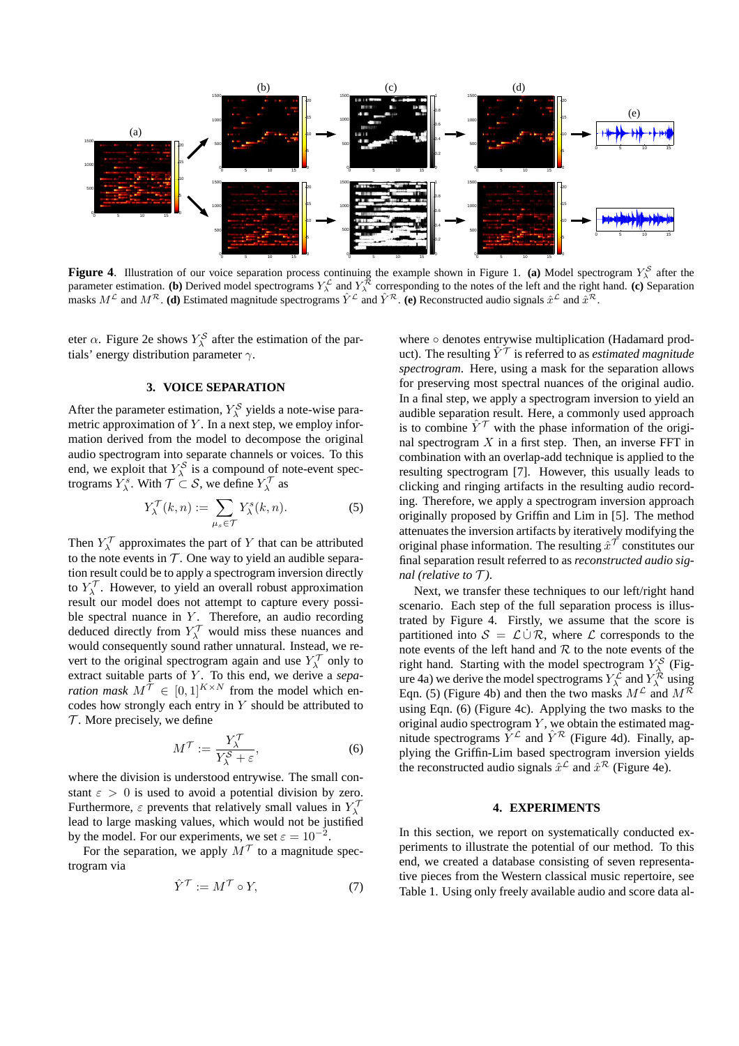**Figure 4**. Illustration of our voice separation process continuing the example shown in Figure 1. **(a)** Model spectrogram $Y_\lambda^{\mathcal{S}}$ after the parameter estimation. **(b)** Derived model spectrograms $Y_\lambda^{\mathcal{L}}$ and $Y_\lambda^{\mathcal{R}}$ corresponding to the notes of the left and the right hand. **(c)** Separation masks $M^{\mathcal{L}}$ and $M^{\mathcal{R}}$. **(d)** Estimated magnitude spectrograms $\hat{Y}^{\mathcal{L}}$ and $\hat{Y}^{\mathcal{R}}$. **(e)** Reconstructed audio signals $\hat{x}^{\mathcal{L}}$ and $\hat{x}^{\mathcal{R}}$.

eter $\alpha$. Figure 2e shows $Y_\lambda^{\mathcal{S}}$ after the estimation of the partials' energy distribution parameter $\gamma$.

## 3. VOICE SEPARATION

After the parameter estimation, $Y_\lambda^{\mathcal{S}}$ yields a note-wise parametric approximation of $Y$. In a next step, we employ information derived from the model to decompose the original audio spectrogram into separate channels or voices. To this end, we exploit that $Y_\lambda^{\mathcal{S}}$ is a compound of note-event spectrograms $Y_\lambda^s$. With $\mathcal{T} \subset \mathcal{S}$, we define $Y_\lambda^{\mathcal{T}}$ as

$$Y_\lambda^{\mathcal{T}}(k,n) := \sum_{\mu_s \in \mathcal{T}} Y_\lambda^s(k,n). \tag{5}$$

Then $Y_\lambda^{\mathcal{T}}$ approximates the part of $Y$ that can be attributed to the note events in $\mathcal{T}$. One way to yield an audible separation result could be to apply a spectrogram inversion directly to $Y_\lambda^{\mathcal{T}}$. However, to yield an overall robust approximation result our model does not attempt to capture every possible spectral nuance in $Y$. Therefore, an audio recording deduced directly from $Y_\lambda^{\mathcal{T}}$ would miss these nuances and would consequently sound rather unnatural. Instead, we revert to the original spectrogram again and use $Y_\lambda^{\mathcal{T}}$ only to extract suitable parts of $Y$. To this end, we derive a *separation mask* $M^{\mathcal{T}} \in [0,1]^{K \times N}$ from the model which encodes how strongly each entry in $Y$ should be attributed to $\mathcal{T}$. More precisely, we define

$$M^{\mathcal{T}} := \frac{Y_\lambda^{\mathcal{T}}}{Y_\lambda^{\mathcal{S}} + \varepsilon}, \tag{6}$$

where the division is understood entrywise. The small constant $\varepsilon > 0$ is used to avoid a potential division by zero. Furthermore, $\varepsilon$ prevents that relatively small values in $Y_\lambda^{\mathcal{T}}$ lead to large masking values, which would not be justified by the model. For our experiments, we set $\varepsilon = 10^{-2}$.

For the separation, we apply $M^{\mathcal{T}}$ to a magnitude spectrogram via

$$\hat{Y}^{\mathcal{T}} := M^{\mathcal{T}} \circ Y, \tag{7}$$

where $\circ$ denotes entrywise multiplication (Hadamard product). The resulting $\hat{Y}^{\mathcal{T}}$ is referred to as *estimated magnitude spectrogram*. Here, using a mask for the separation allows for preserving most spectral nuances of the original audio. In a final step, we apply a spectrogram inversion to yield an audible separation result. Here, a commonly used approach is to combine $\hat{Y}^{\mathcal{T}}$ with the phase information of the original spectrogram $X$ in a first step. Then, an inverse FFT in combination with an overlap-add technique is applied to the resulting spectrogram [7]. However, this usually leads to clicking and ringing artifacts in the resulting audio recording. Therefore, we apply a spectrogram inversion approach originally proposed by Griffin and Lim in [5]. The method attenuates the inversion artifacts by iteratively modifying the original phase information. The resulting $\hat{x}^{\mathcal{T}}$ constitutes our final separation result referred to as *reconstructed audio signal (relative to $\mathcal{T}$)*.

Next, we transfer these techniques to our left/right hand scenario. Each step of the full separation process is illustrated by Figure 4. Firstly, we assume that the score is partitioned into $\mathcal{S} = \mathcal{L} \dot{\cup} \mathcal{R}$, where $\mathcal{L}$ corresponds to the note events of the left hand and $\mathcal{R}$ to the note events of the right hand. Starting with the model spectrogram $Y_\lambda^{\mathcal{S}}$ (Figure 4a) we derive the model spectrograms $Y_\lambda^{\mathcal{L}}$ and $Y_\lambda^{\mathcal{R}}$ using Eqn. (5) (Figure 4b) and then the two masks $M^{\mathcal{L}}$ and $M^{\mathcal{R}}$ using Eqn. (6) (Figure 4c). Applying the two masks to the original audio spectrogram $Y$, we obtain the estimated magnitude spectrograms $\hat{Y}^{\mathcal{L}}$ and $\hat{Y}^{\mathcal{R}}$ (Figure 4d). Finally, applying the Griffin-Lim based spectrogram inversion yields the reconstructed audio signals $\hat{x}^{\mathcal{L}}$ and $\hat{x}^{\mathcal{R}}$ (Figure 4e).

## 4. EXPERIMENTS

In this section, we report on systematically conducted experiments to illustrate the potential of our method. To this end, we created a database consisting of seven representative pieces from the Western classical music repertoire, see Table 1. Using only freely available audio and score data al-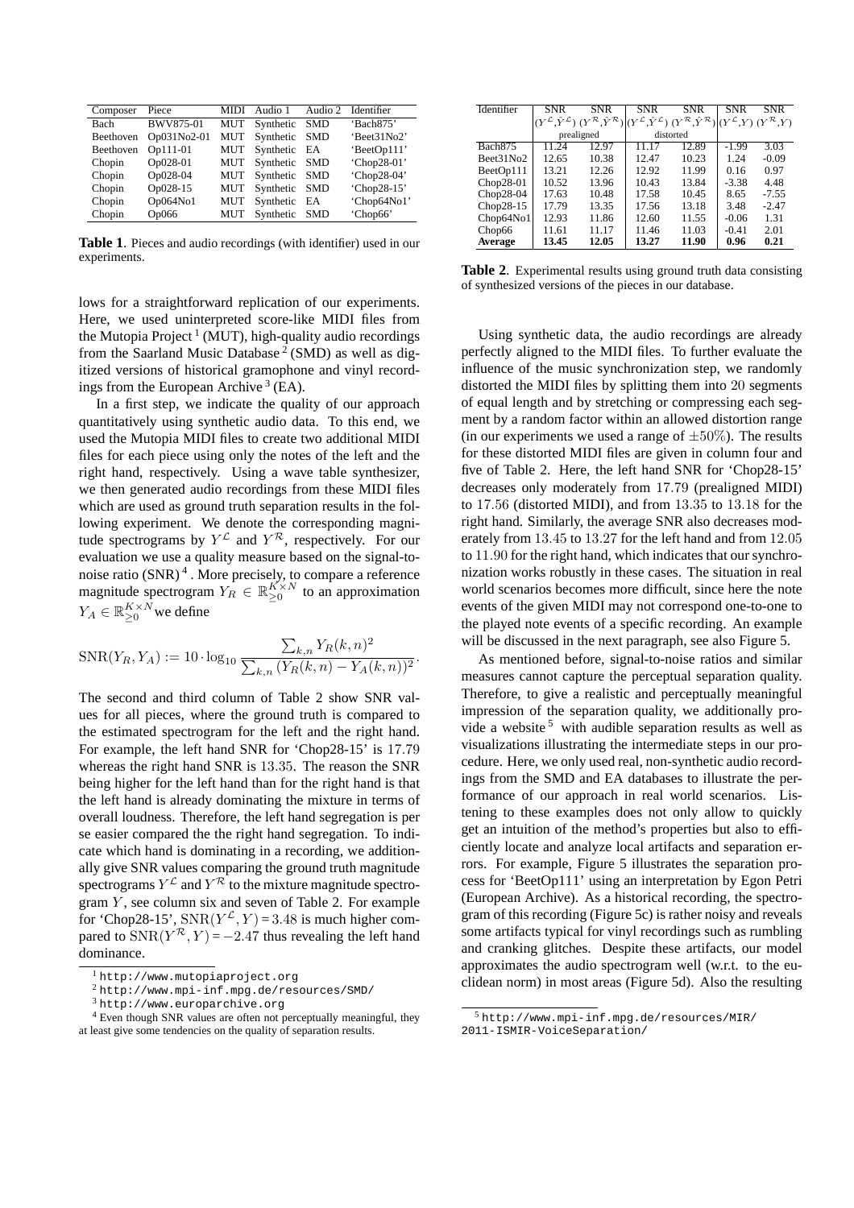| Composer | Piece | MIDI | Audio 1 | Audio 2 | Identifier |
|---|---|---|---|---|---|
| Bach | BWV875-01 | MUT | Synthetic | SMD | 'Bach875' |
| Beethoven | Op031No2-01 | MUT | Synthetic | SMD | 'Beet31No2' |
| Beethoven | Op111-01 | MUT | Synthetic | EA | 'BeetOp111' |
| Chopin | Op028-01 | MUT | Synthetic | SMD | 'Chop28-01' |
| Chopin | Op028-04 | MUT | Synthetic | SMD | 'Chop28-04' |
| Chopin | Op028-15 | MUT | Synthetic | SMD | 'Chop28-15' |
| Chopin | Op064No1 | MUT | Synthetic | EA | 'Chop64No1' |
| Chopin | Op066 | MUT | Synthetic | SMD | 'Chop66' |

**Table 1**. Pieces and audio recordings (with identifier) used in our experiments.

lows for a straightforward replication of our experiments. Here, we used uninterpreted score-like MIDI files from the Mutopia Project [1] (MUT), high-quality audio recordings from the Saarland Music Database [2] (SMD) as well as digitized versions of historical gramophone and vinyl recordings from the European Archive [3] (EA).

In a first step, we indicate the quality of our approach quantitatively using synthetic audio data. To this end, we used the Mutopia MIDI files to create two additional MIDI files for each piece using only the notes of the left and the right hand, respectively. Using a wave table synthesizer, we then generated audio recordings from these MIDI files which are used as ground truth separation results in the following experiment. We denote the corresponding magnitude spectrograms by $Y^{\mathcal{L}}$ and $Y^{\mathcal{R}}$, respectively. For our evaluation we use a quality measure based on the signal-to-noise ratio (SNR) [4]. More precisely, to compare a reference magnitude spectrogram $Y_R \in \mathbb{R}_{\geq 0}^{K \times N}$ to an approximation $Y_A \in \mathbb{R}_{\geq 0}^{K \times N}$ we define

$$\mathrm{SNR}(Y_R, Y_A) := 10 \cdot \log_{10} \frac{\sum_{k,n} Y_R(k,n)^2}{\sum_{k,n} \left(Y_R(k,n) - Y_A(k,n)\right)^2}.$$

The second and third column of Table 2 show SNR values for all pieces, where the ground truth is compared to the estimated spectrogram for the left and the right hand. For example, the left hand SNR for 'Chop28-15' is $17.79$ whereas the right hand SNR is $13.35$. The reason the SNR being higher for the left hand than for the right hand is that the left hand is already dominating the mixture in terms of overall loudness. Therefore, the left hand segregation is per se easier compared the the right hand segregation. To indicate which hand is dominating in a recording, we additionally give SNR values comparing the ground truth magnitude spectrograms $Y^{\mathcal{L}}$ and $Y^{\mathcal{R}}$ to the mixture magnitude spectrogram $Y$, see column six and seven of Table 2. For example for 'Chop28-15', $\mathrm{SNR}(Y^{\mathcal{L}}, Y) = 3.48$ is much higher compared to $\mathrm{SNR}(Y^{\mathcal{R}}, Y) = -2.47$ thus revealing the left hand dominance.

[1] http://www.mutopiaproject.org

[2] http://www.mpi-inf.mpg.de/resources/SMD/

[3] http://www.europarchive.org

[4] Even though SNR values are often not perceptually meaningful, they at least give some tendencies on the quality of separation results.

| Identifier | SNR $(Y^{\mathcal{L}},\hat{Y}^{\mathcal{L}})$ | SNR $(Y^{\mathcal{R}},\hat{Y}^{\mathcal{R}})$ | SNR $(Y^{\mathcal{L}},\hat{Y}^{\mathcal{L}})$ | SNR $(Y^{\mathcal{R}},\hat{Y}^{\mathcal{R}})$ | SNR $(Y^{\mathcal{L}},Y)$ | SNR $(Y^{\mathcal{R}},Y)$ |
|---|---|---|---|---|---|---|
| | prealigned | | distorted | | | |
| Bach875 | 11.24 | 12.97 | 11.17 | 12.89 | -1.99 | 3.03 |
| Beet31No2 | 12.65 | 10.38 | 12.47 | 10.23 | 1.24 | -0.09 |
| BeetOp111 | 13.21 | 12.26 | 12.92 | 11.99 | 0.16 | 0.97 |
| Chop28-01 | 10.52 | 13.96 | 10.43 | 13.84 | -3.38 | 4.48 |
| Chop28-04 | 17.63 | 10.48 | 17.58 | 10.45 | 8.65 | -7.55 |
| Chop28-15 | 17.79 | 13.35 | 17.56 | 13.18 | 3.48 | -2.47 |
| Chop64No1 | 12.93 | 11.86 | 12.60 | 11.55 | -0.06 | 1.31 |
| Chop66 | 11.61 | 11.17 | 11.46 | 11.03 | -0.41 | 2.01 |
| **Average** | **13.45** | **12.05** | **13.27** | **11.90** | **0.96** | **0.21** |

**Table 2**. Experimental results using ground truth data consisting of synthesized versions of the pieces in our database.

Using synthetic data, the audio recordings are already perfectly aligned to the MIDI files. To further evaluate the influence of the music synchronization step, we randomly distorted the MIDI files by splitting them into $20$ segments of equal length and by stretching or compressing each segment by a random factor within an allowed distortion range (in our experiments we used a range of $\pm 50\%$). The results for these distorted MIDI files are given in column four and five of Table 2. Here, the left hand SNR for 'Chop28-15' decreases only moderately from $17.79$ (prealigned MIDI) to $17.56$ (distorted MIDI), and from $13.35$ to $13.18$ for the right hand. Similarly, the average SNR also decreases moderately from $13.45$ to $13.27$ for the left hand and from $12.05$ to $11.90$ for the right hand, which indicates that our synchronization works robustly in these cases. The situation in real world scenarios becomes more difficult, since here the note events of the given MIDI may not correspond one-to-one to the played note events of a specific recording. An example will be discussed in the next paragraph, see also Figure 5.

As mentioned before, signal-to-noise ratios and similar measures cannot capture the perceptual separation quality. Therefore, to give a realistic and perceptually meaningful impression of the separation quality, we additionally provide a website [5] with audible separation results as well as visualizations illustrating the intermediate steps in our procedure. Here, we only used real, non-synthetic audio recordings from the SMD and EA databases to illustrate the performance of our approach in real world scenarios. Listening to these examples does not only allow to quickly get an intuition of the method's properties but also to efficiently locate and analyze local artifacts and separation errors. For example, Figure 5 illustrates the separation process for 'BeetOp111' using an interpretation by Egon Petri (European Archive). As a historical recording, the spectrogram of this recording (Figure 5c) is rather noisy and reveals some artifacts typical for vinyl recordings such as rumbling and cranking glitches. Despite these artifacts, our model approximates the audio spectrogram well (w.r.t. to the euclidean norm) in most areas (Figure 5d). Also the resulting

[5] http://www.mpi-inf.mpg.de/resources/MIR/2011-ISMIR-VoiceSeparation/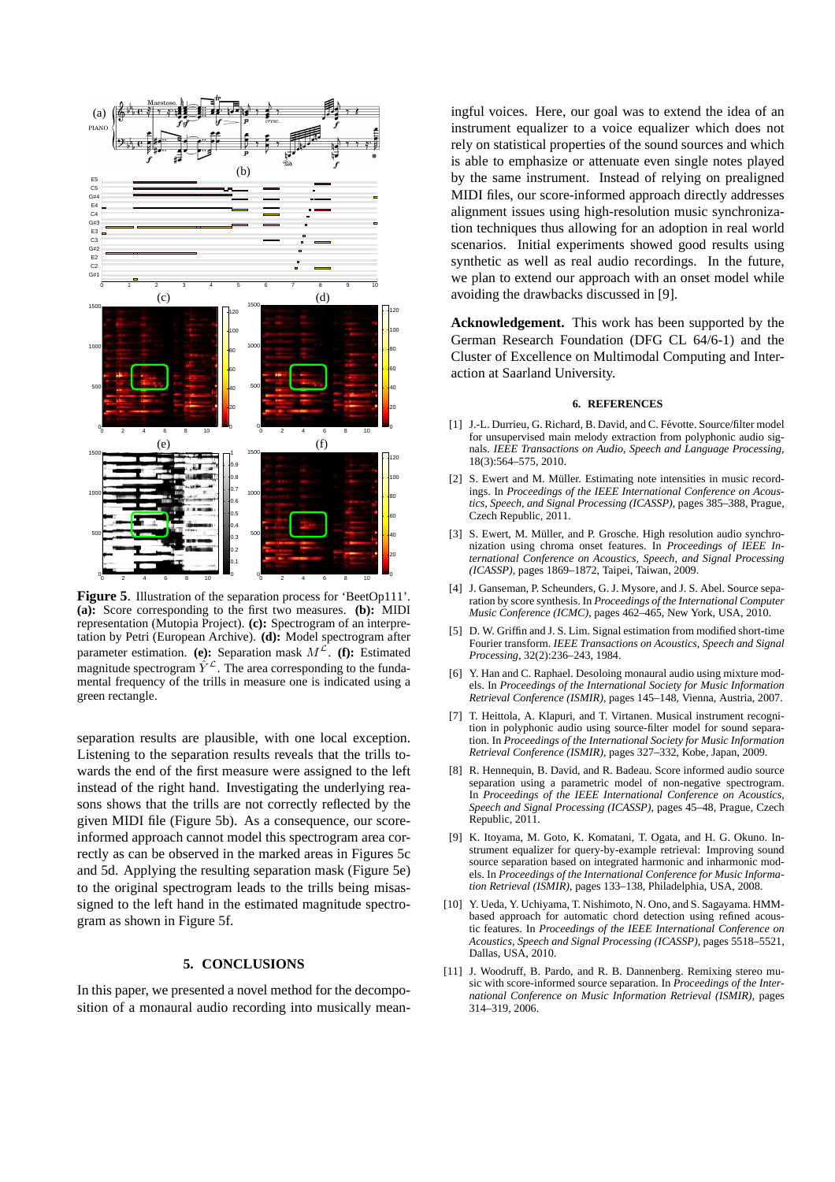(a)

Maestoso.

PIANO

(b)

E5
C5
G#4
E4
C4
G#3
E3
C3
G#2
E2
C2
G#1

0 1 2 3 4 5 6 7 8 9 10

(c)

1500
1000
500
0
0 2 4 6 8 10

120
100
80
60
40
20
0

(d)

1500
1000
500
0
0 2 4 6 8 10

120
100
80
60
40
20
0

(e)

1500
1000
500
0
0 2 4 6 8 10

1
0.9
0.8
0.7
0.6
0.5
0.4
0.3
0.2
0.1
0

(f)

1500
1000
500
0
0 2 4 6 8 10

120
100
80
60
40
20
0

**Figure 5**. Illustration of the separation process for 'BeetOp111'. **(a):** Score corresponding to the first two measures. **(b):** MIDI representation (Mutopia Project). **(c):** Spectrogram of an interpretation by Petri (European Archive). **(d):** Model spectrogram after parameter estimation. **(e):** Separation mask $M^{\mathcal{L}}$. **(f):** Estimated magnitude spectrogram $\hat{Y}^{\mathcal{L}}$. The area corresponding to the fundamental frequency of the trills in measure one is indicated using a green rectangle.

separation results are plausible, with one local exception. Listening to the separation results reveals that the trills towards the end of the first measure were assigned to the left instead of the right hand. Investigating the underlying reasons shows that the trills are not correctly reflected by the given MIDI file (Figure 5b). As a consequence, our score-informed approach cannot model this spectrogram area correctly as can be observed in the marked areas in Figures 5c and 5d. Applying the resulting separation mask (Figure 5e) to the original spectrogram leads to the trills being misassigned to the left hand in the estimated magnitude spectrogram as shown in Figure 5f.

## 5. CONCLUSIONS

In this paper, we presented a novel method for the decomposition of a monaural audio recording into musically meaningful voices. Here, our goal was to extend the idea of an instrument equalizer to a voice equalizer which does not rely on statistical properties of the sound sources and which is able to emphasize or attenuate even single notes played by the same instrument. Instead of relying on prealigned MIDI files, our score-informed approach directly addresses alignment issues using high-resolution music synchronization techniques thus allowing for an adoption in real world scenarios. Initial experiments showed good results using synthetic as well as real audio recordings. In the future, we plan to extend our approach with an onset model while avoiding the drawbacks discussed in [9].

**Acknowledgement.** This work has been supported by the German Research Foundation (DFG CL 64/6-1) and the Cluster of Excellence on Multimodal Computing and Interaction at Saarland University.

## 6. REFERENCES

[1] J.-L. Durrieu, G. Richard, B. David, and C. Févotte. Source/filter model for unsupervised main melody extraction from polyphonic audio signals. *IEEE Transactions on Audio, Speech and Language Processing*, 18(3):564–575, 2010.

[2] S. Ewert and M. Müller. Estimating note intensities in music recordings. In *Proceedings of the IEEE International Conference on Acoustics, Speech, and Signal Processing (ICASSP)*, pages 385–388, Prague, Czech Republic, 2011.

[3] S. Ewert, M. Müller, and P. Grosche. High resolution audio synchronization using chroma onset features. In *Proceedings of IEEE International Conference on Acoustics, Speech, and Signal Processing (ICASSP)*, pages 1869–1872, Taipei, Taiwan, 2009.

[4] J. Ganseman, P. Scheunders, G. J. Mysore, and J. S. Abel. Source separation by score synthesis. In *Proceedings of the International Computer Music Conference (ICMC)*, pages 462–465, New York, USA, 2010.

[5] D. W. Griffin and J. S. Lim. Signal estimation from modified short-time Fourier transform. *IEEE Transactions on Acoustics, Speech and Signal Processing*, 32(2):236–243, 1984.

[6] Y. Han and C. Raphael. Desoloing monaural audio using mixture models. In *Proceedings of the International Society for Music Information Retrieval Conference (ISMIR)*, pages 145–148, Vienna, Austria, 2007.

[7] T. Heittola, A. Klapuri, and T. Virtanen. Musical instrument recognition in polyphonic audio using source-filter model for sound separation. In *Proceedings of the International Society for Music Information Retrieval Conference (ISMIR)*, pages 327–332, Kobe, Japan, 2009.

[8] R. Hennequin, B. David, and R. Badeau. Score informed audio source separation using a parametric model of non-negative spectrogram. In *Proceedings of the IEEE International Conference on Acoustics, Speech and Signal Processing (ICASSP)*, pages 45–48, Prague, Czech Republic, 2011.

[9] K. Itoyama, M. Goto, K. Komatani, T. Ogata, and H. G. Okuno. Instrument equalizer for query-by-example retrieval: Improving sound source separation based on integrated harmonic and inharmonic models. In *Proceedings of the International Conference for Music Information Retrieval (ISMIR)*, pages 133–138, Philadelphia, USA, 2008.

[10] Y. Ueda, Y. Uchiyama, T. Nishimoto, N. Ono, and S. Sagayama. HMM-based approach for automatic chord detection using refined acoustic features. In *Proceedings of the IEEE International Conference on Acoustics, Speech and Signal Processing (ICASSP)*, pages 5518–5521, Dallas, USA, 2010.

[11] J. Woodruff, B. Pardo, and R. B. Dannenberg. Remixing stereo music with score-informed source separation. In *Proceedings of the International Conference on Music Information Retrieval (ISMIR)*, pages 314–319, 2006.